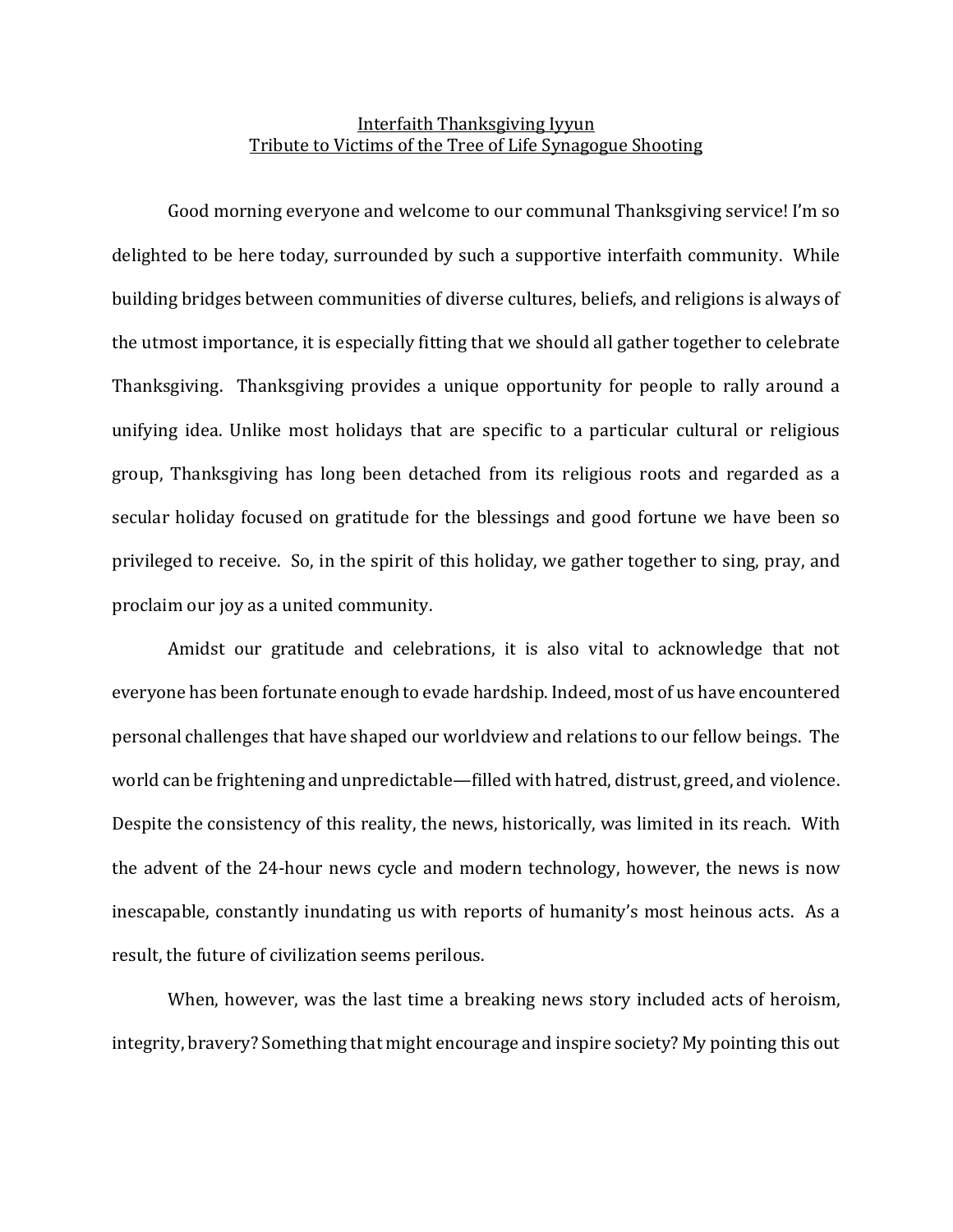# Interfaith Thanksgiving Iyyun

## Tribute to Victims of the Tree of Life Synagogue Shooting

Good morning everyone and welcome to our communal Thanksgiving service! I'm so delighted to be here today, surrounded by such a supportive interfaith community. While building bridges between communities of diverse cultures, beliefs, and religions is always of the utmost importance, it is especially fitting that we should all gather together to celebrate Thanksgiving. Thanksgiving provides a unique opportunity for people to rally around a unifying idea. Unlike most holidays that are specific to a particular cultural or religious group, Thanksgiving has long been detached from its religious roots and regarded as a secular holiday focused on gratitude for the blessings and good fortune we have been so privileged to receive. So, in the spirit of this holiday, we gather together to sing, pray, and proclaim our joy as a united community.

Amidst our gratitude and celebrations, it is also vital to acknowledge that not everyone has been fortunate enough to evade hardship. Indeed, most of us have encountered personal challenges that have shaped our worldview and relations to our fellow beings. The world can be frightening and unpredictable—filled with hatred, distrust, greed, and violence. Despite the consistency of this reality, the news, historically, was limited in its reach. With the advent of the 24-hour news cycle and modern technology, however, the news is now inescapable, constantly inundating us with reports of humanity's most heinous acts. As a result, the future of civilization seems perilous.

When, however, was the last time a breaking news story included acts of heroism, integrity, bravery? Something that might encourage and inspire society? My pointing this out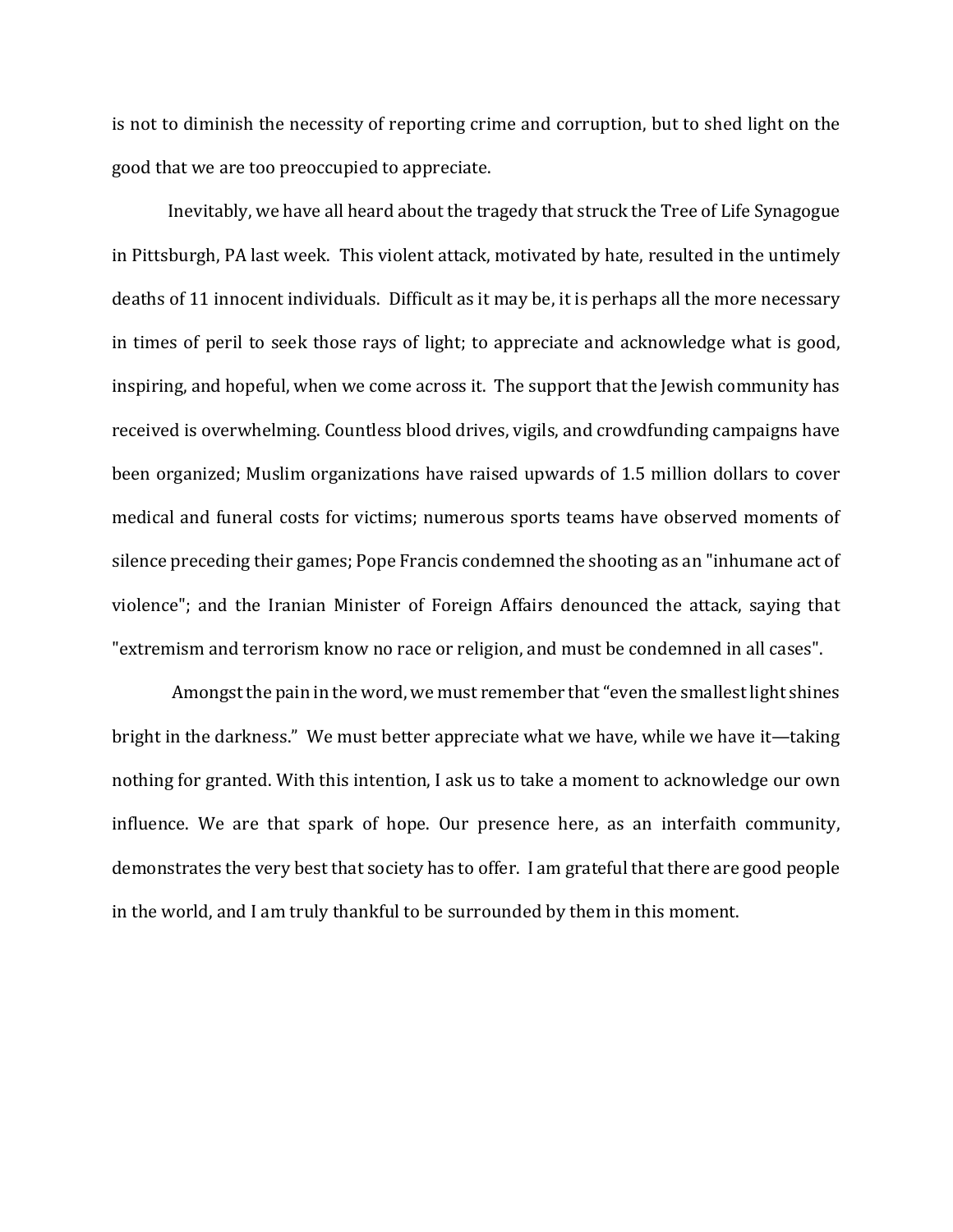is not to diminish the necessity of reporting crime and corruption, but to shed light on the good that we are too preoccupied to appreciate.

Inevitably, we have all heard about the tragedy that struck the Tree of Life Synagogue in Pittsburgh, PA last week. This violent attack, motivated by hate, resulted in the untimely deaths of 11 innocent individuals. Difficult as it may be, it is perhaps all the more necessary in times of peril to seek those rays of light; to appreciate and acknowledge what is good, inspiring, and hopeful, when we come across it. The support that the Jewish community has received is overwhelming. Countless blood drives, vigils, and crowdfunding campaigns have been organized; Muslim organizations have raised upwards of 1.5 million dollars to cover medical and funeral costs for victims; numerous sports teams have observed moments of silence preceding their games; Pope Francis condemned the shooting as an "inhumane act of violence"; and the Iranian Minister of Foreign Affairs denounced the attack, saying that "extremism and terrorism know no race or religion, and must be condemned in all cases".

Amongst the pain in the word, we must remember that "even the smallest light shines bright in the darkness." We must better appreciate what we have, while we have it—taking nothing for granted. With this intention, I ask us to take a moment to acknowledge our own influence. We are that spark of hope. Our presence here, as an interfaith community, demonstrates the very best that society has to offer. I am grateful that there are good people in the world, and I am truly thankful to be surrounded by them in this moment.